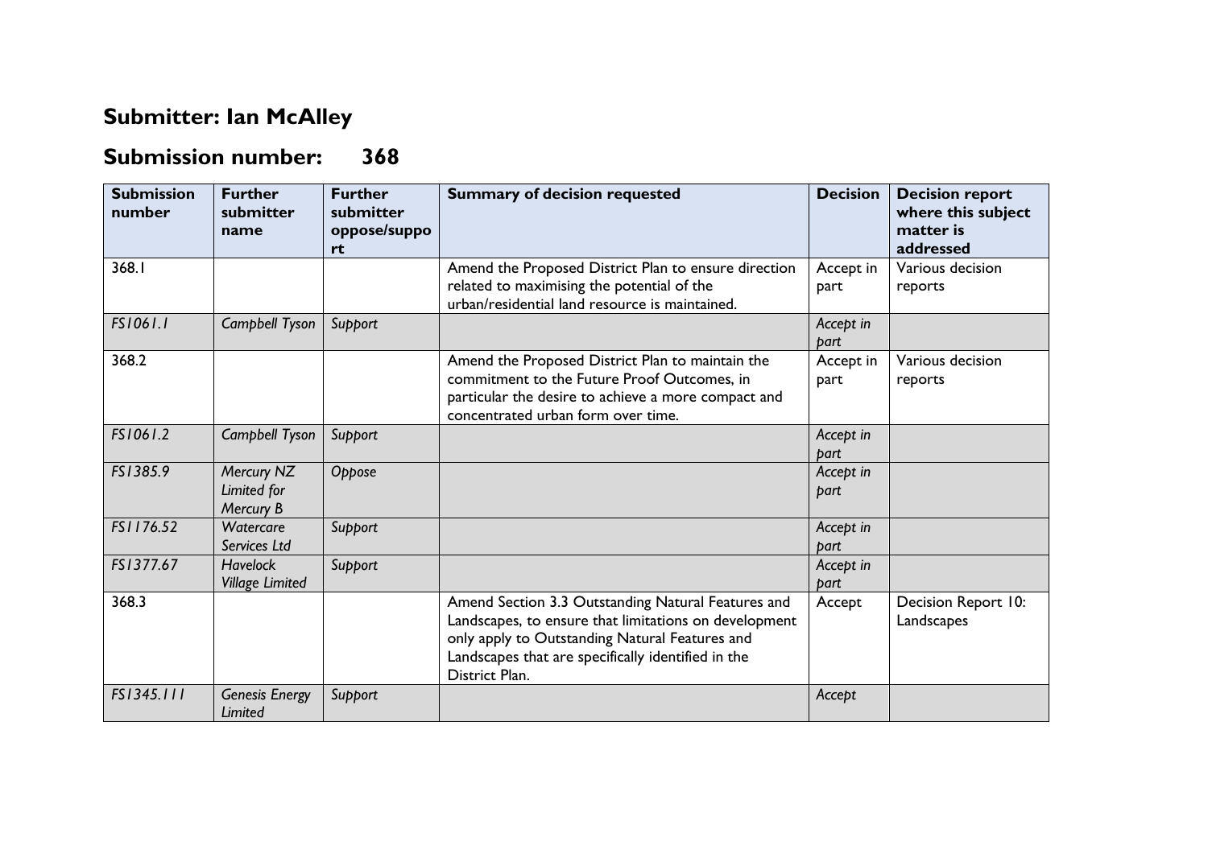## Submitter: Ian McAlley

## Submission number: 368

| Submission number | Further submitter name | Further submitter oppose/support | Summary of decision requested | Decision | Decision report where this subject matter is addressed |
|---|---|---|---|---|---|
| 368.1 | | | Amend the Proposed District Plan to ensure direction related to maximising the potential of the urban/residential land resource is maintained. | Accept in part | Various decision reports |
| *FS1061.1* | *Campbell Tyson* | *Support* | | *Accept in part* | |
| 368.2 | | | Amend the Proposed District Plan to maintain the commitment to the Future Proof Outcomes, in particular the desire to achieve a more compact and concentrated urban form over time. | Accept in part | Various decision reports |
| *FS1061.2* | *Campbell Tyson* | *Support* | | *Accept in part* | |
| *FS1385.9* | *Mercury NZ Limited for Mercury B* | *Oppose* | | *Accept in part* | |
| *FS1176.52* | *Watercare Services Ltd* | *Support* | | *Accept in part* | |
| *FS1377.67* | *Havelock Village Limited* | *Support* | | *Accept in part* | |
| 368.3 | | | Amend Section 3.3 Outstanding Natural Features and Landscapes, to ensure that limitations on development only apply to Outstanding Natural Features and Landscapes that are specifically identified in the District Plan. | Accept | Decision Report 10: Landscapes |
| *FS1345.111* | *Genesis Energy Limited* | *Support* | | *Accept* | |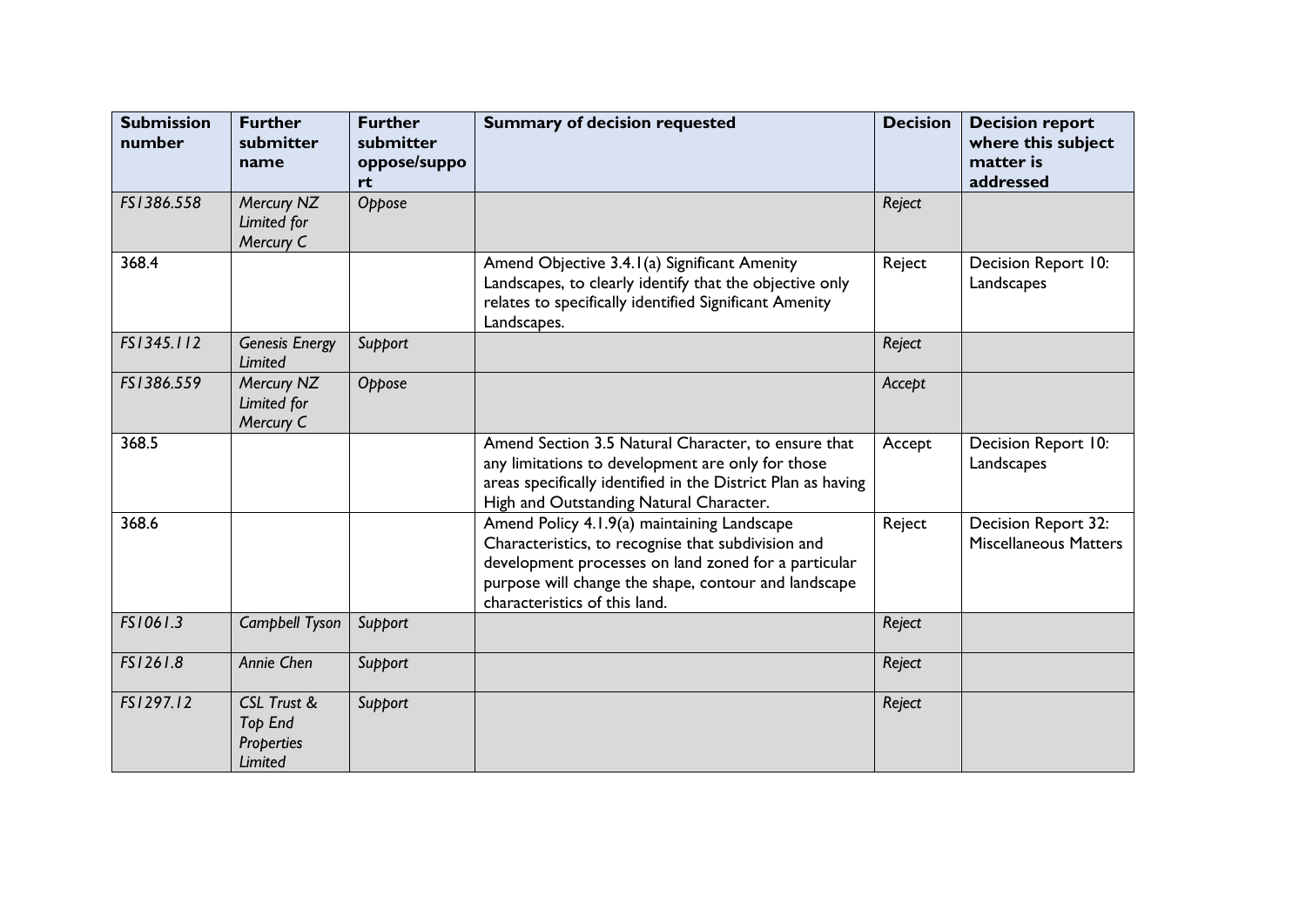| Submission number | Further submitter name | Further submitter oppose/support | Summary of decision requested | Decision | Decision report where this subject matter is addressed |
|---|---|---|---|---|---|
| *FS1386.558* | *Mercury NZ Limited for Mercury C* | *Oppose* | | *Reject* | |
| 368.4 | | | Amend Objective 3.4.1(a) Significant Amenity Landscapes, to clearly identify that the objective only relates to specifically identified Significant Amenity Landscapes. | Reject | Decision Report 10: Landscapes |
| *FS1345.112* | *Genesis Energy Limited* | *Support* | | *Reject* | |
| *FS1386.559* | *Mercury NZ Limited for Mercury C* | *Oppose* | | *Accept* | |
| 368.5 | | | Amend Section 3.5 Natural Character, to ensure that any limitations to development are only for those areas specifically identified in the District Plan as having High and Outstanding Natural Character. | Accept | Decision Report 10: Landscapes |
| 368.6 | | | Amend Policy 4.1.9(a) maintaining Landscape Characteristics, to recognise that subdivision and development processes on land zoned for a particular purpose will change the shape, contour and landscape characteristics of this land. | Reject | Decision Report 32: Miscellaneous Matters |
| *FS1061.3* | *Campbell Tyson* | *Support* | | *Reject* | |
| *FS1261.8* | *Annie Chen* | *Support* | | *Reject* | |
| *FS1297.12* | *CSL Trust & Top End Properties Limited* | *Support* | | *Reject* | |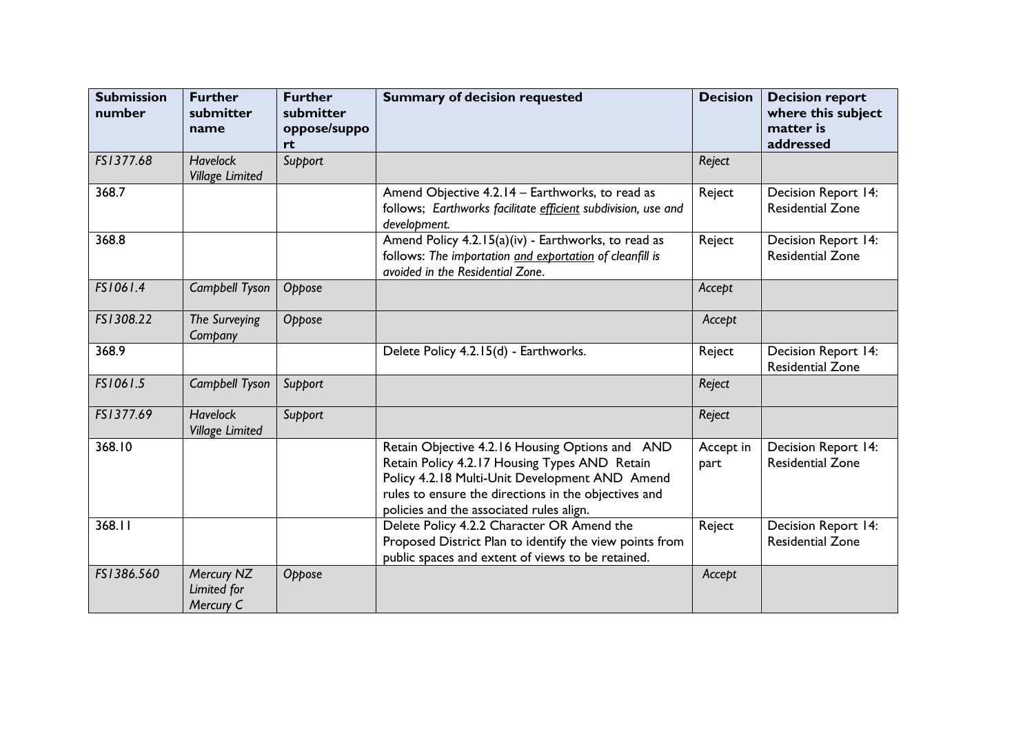| Submission number | Further submitter name | Further submitter oppose/support | Summary of decision requested | Decision | Decision report where this subject matter is addressed |
|---|---|---|---|---|---|
| *FS1377.68* | *Havelock Village Limited* | *Support* | | *Reject* | |
| 368.7 | | | Amend Objective 4.2.14 – Earthworks, to read as follows; *Earthworks facilitate efficient subdivision, use and development.* | Reject | Decision Report 14: Residential Zone |
| 368.8 | | | Amend Policy 4.2.15(a)(iv) - Earthworks, to read as follows: *The importation and exportation of cleanfill is avoided in the Residential Zone.* | Reject | Decision Report 14: Residential Zone |
| *FS1061.4* | *Campbell Tyson* | *Oppose* | | *Accept* | |
| *FS1308.22* | *The Surveying Company* | *Oppose* | | *Accept* | |
| 368.9 | | | Delete Policy 4.2.15(d) - Earthworks. | Reject | Decision Report 14: Residential Zone |
| *FS1061.5* | *Campbell Tyson* | *Support* | | *Reject* | |
| *FS1377.69* | *Havelock Village Limited* | *Support* | | *Reject* | |
| 368.10 | | | Retain Objective 4.2.16 Housing Options and AND Retain Policy 4.2.17 Housing Types AND Retain Policy 4.2.18 Multi-Unit Development AND Amend rules to ensure the directions in the objectives and policies and the associated rules align. | Accept in part | Decision Report 14: Residential Zone |
| 368.11 | | | Delete Policy 4.2.2 Character OR Amend the Proposed District Plan to identify the view points from public spaces and extent of views to be retained. | Reject | Decision Report 14: Residential Zone |
| *FS1386.560* | *Mercury NZ Limited for Mercury C* | *Oppose* | | *Accept* | |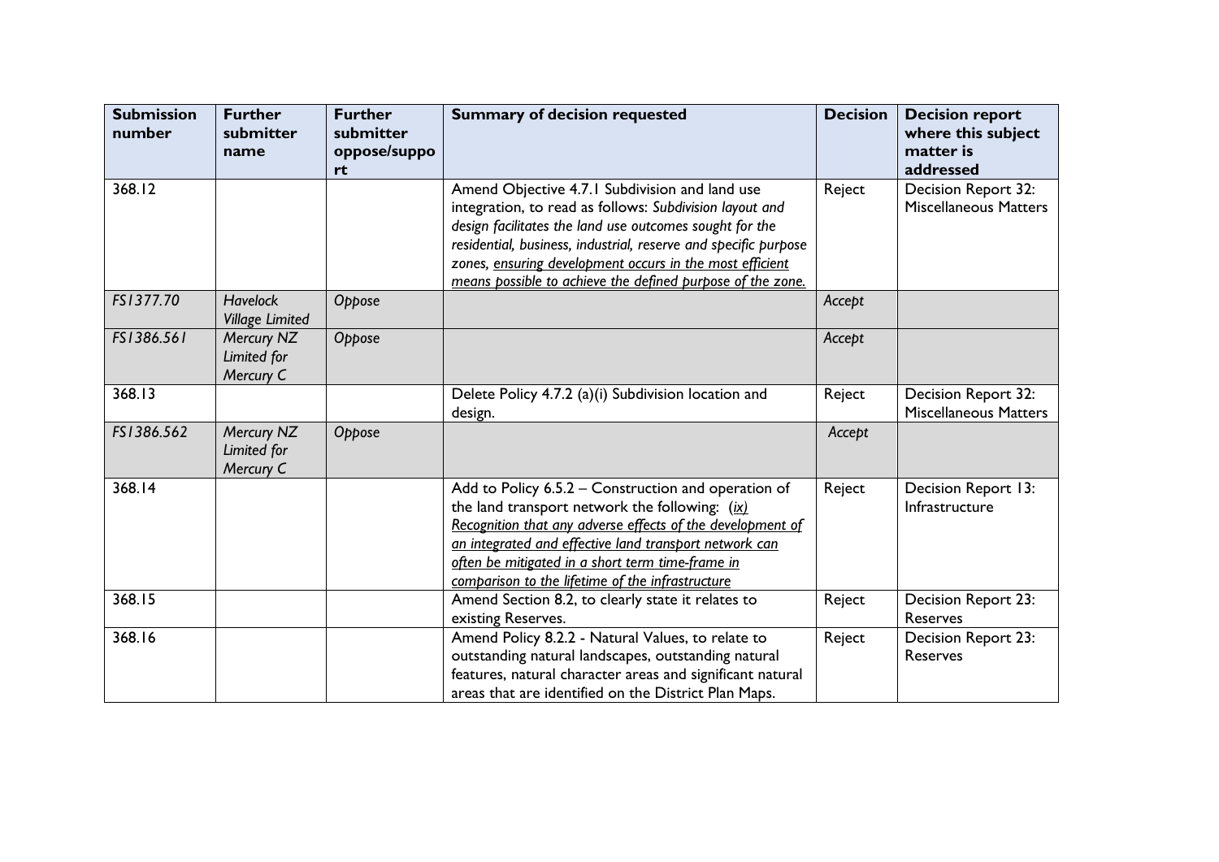| Submission number | Further submitter name | Further submitter oppose/support | Summary of decision requested | Decision | Decision report where this subject matter is addressed |
|---|---|---|---|---|---|
| 368.12 | | | Amend Objective 4.7.1 Subdivision and land use integration, to read as follows: *Subdivision layout and design facilitates the land use outcomes sought for the residential, business, industrial, reserve and specific purpose zones, ensuring development occurs in the most efficient means possible to achieve the defined purpose of the zone.* | Reject | Decision Report 32: Miscellaneous Matters |
| *FS1377.70* | *Havelock Village Limited* | *Oppose* | | *Accept* | |
| *FS1386.561* | *Mercury NZ Limited for Mercury C* | *Oppose* | | *Accept* | |
| 368.13 | | | Delete Policy 4.7.2 (a)(i) Subdivision location and design. | Reject | Decision Report 32: Miscellaneous Matters |
| *FS1386.562* | *Mercury NZ Limited for Mercury C* | *Oppose* | | *Accept* | |
| 368.14 | | | Add to Policy 6.5.2 – Construction and operation of the land transport network the following: *(ix) Recognition that any adverse effects of the development of an integrated and effective land transport network can often be mitigated in a short term time-frame in comparison to the lifetime of the infrastructure* | Reject | Decision Report 13: Infrastructure |
| 368.15 | | | Amend Section 8.2, to clearly state it relates to existing Reserves. | Reject | Decision Report 23: Reserves |
| 368.16 | | | Amend Policy 8.2.2 - Natural Values, to relate to outstanding natural landscapes, outstanding natural features, natural character areas and significant natural areas that are identified on the District Plan Maps. | Reject | Decision Report 23: Reserves |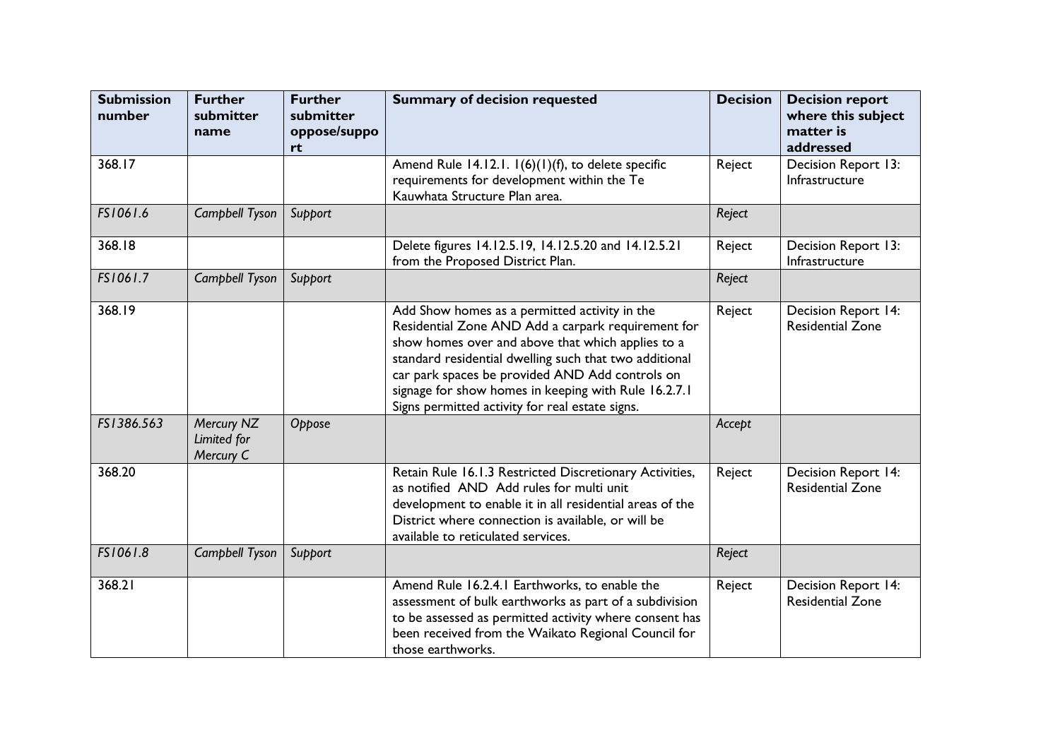| Submission number | Further submitter name | Further submitter oppose/support | Summary of decision requested | Decision | Decision report where this subject matter is addressed |
|---|---|---|---|---|---|
| 368.17 | | | Amend Rule 14.12.1. 1(6)(1)(f), to delete specific requirements for development within the Te Kauwhata Structure Plan area. | Reject | Decision Report 13: Infrastructure |
| *FS1061.6* | *Campbell Tyson* | *Support* | | *Reject* | |
| 368.18 | | | Delete figures 14.12.5.19, 14.12.5.20 and 14.12.5.21 from the Proposed District Plan. | Reject | Decision Report 13: Infrastructure |
| *FS1061.7* | *Campbell Tyson* | *Support* | | *Reject* | |
| 368.19 | | | Add Show homes as a permitted activity in the Residential Zone AND Add a carpark requirement for show homes over and above that which applies to a standard residential dwelling such that two additional car park spaces be provided AND Add controls on signage for show homes in keeping with Rule 16.2.7.1 Signs permitted activity for real estate signs. | Reject | Decision Report 14: Residential Zone |
| *FS1386.563* | *Mercury NZ Limited for Mercury C* | *Oppose* | | *Accept* | |
| 368.20 | | | Retain Rule 16.1.3 Restricted Discretionary Activities, as notified AND Add rules for multi unit development to enable it in all residential areas of the District where connection is available, or will be available to reticulated services. | Reject | Decision Report 14: Residential Zone |
| *FS1061.8* | *Campbell Tyson* | *Support* | | *Reject* | |
| 368.21 | | | Amend Rule 16.2.4.1 Earthworks, to enable the assessment of bulk earthworks as part of a subdivision to be assessed as permitted activity where consent has been received from the Waikato Regional Council for those earthworks. | Reject | Decision Report 14: Residential Zone |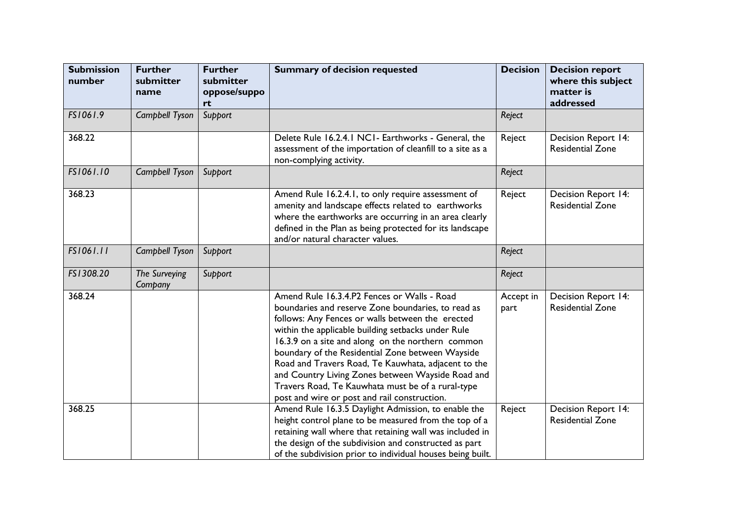| Submission number | Further submitter name | Further submitter oppose/support | Summary of decision requested | Decision | Decision report where this subject matter is addressed |
|---|---|---|---|---|---|
| *FS1061.9* | *Campbell Tyson* | *Support* | | *Reject* | |
| 368.22 | | | Delete Rule 16.2.4.1 NC1- Earthworks - General, the assessment of the importation of cleanfill to a site as a non-complying activity. | Reject | Decision Report 14: Residential Zone |
| *FS1061.10* | *Campbell Tyson* | *Support* | | *Reject* | |
| 368.23 | | | Amend Rule 16.2.4.1, to only require assessment of amenity and landscape effects related to earthworks where the earthworks are occurring in an area clearly defined in the Plan as being protected for its landscape and/or natural character values. | Reject | Decision Report 14: Residential Zone |
| *FS1061.11* | *Campbell Tyson* | *Support* | | *Reject* | |
| *FS1308.20* | *The Surveying Company* | *Support* | | *Reject* | |
| 368.24 | | | Amend Rule 16.3.4.P2 Fences or Walls - Road boundaries and reserve Zone boundaries, to read as follows: Any Fences or walls between the erected within the applicable building setbacks under Rule 16.3.9 on a site and along on the northern common boundary of the Residential Zone between Wayside Road and Travers Road, Te Kauwhata, adjacent to the and Country Living Zones between Wayside Road and Travers Road, Te Kauwhata must be of a rural-type post and wire or post and rail construction. | Accept in part | Decision Report 14: Residential Zone |
| 368.25 | | | Amend Rule 16.3.5 Daylight Admission, to enable the height control plane to be measured from the top of a retaining wall where that retaining wall was included in the design of the subdivision and constructed as part of the subdivision prior to individual houses being built. | Reject | Decision Report 14: Residential Zone |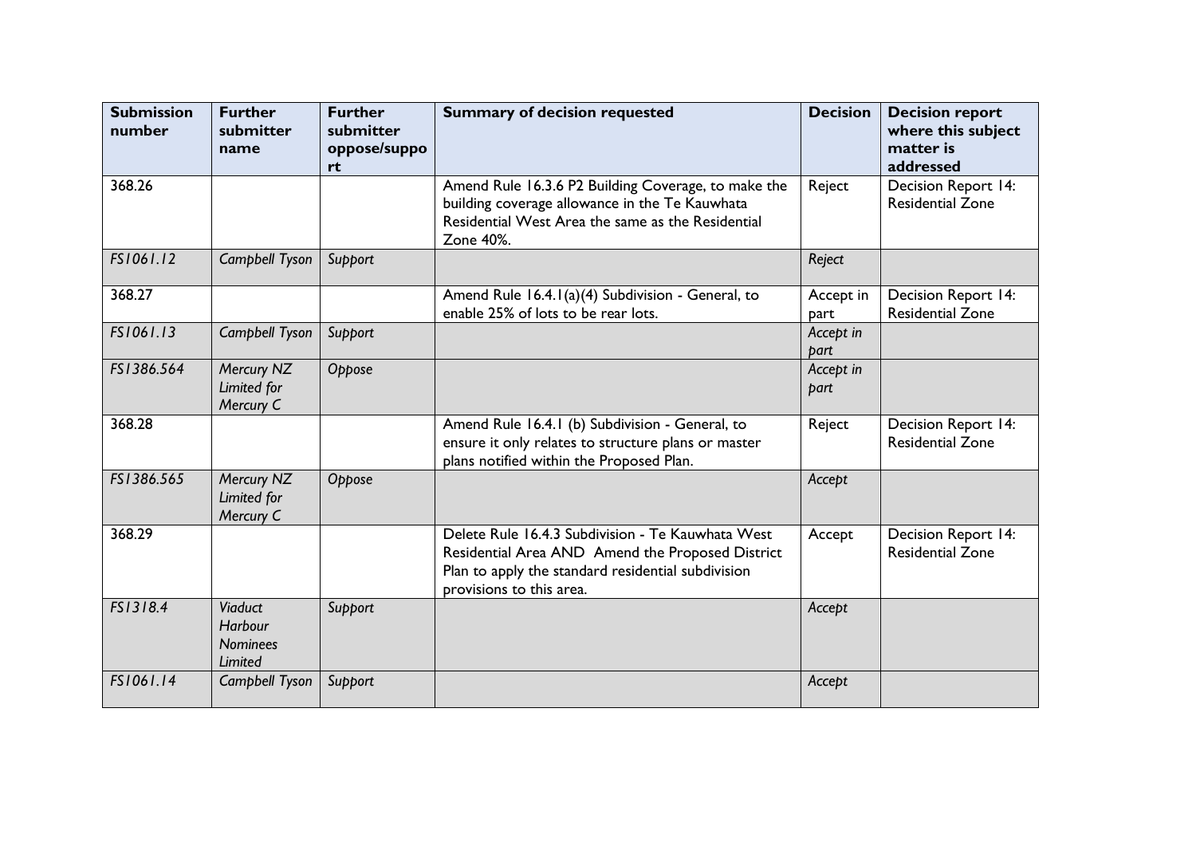| Submission number | Further submitter name | Further submitter oppose/support | Summary of decision requested | Decision | Decision report where this subject matter is addressed |
|---|---|---|---|---|---|
| 368.26 | | | Amend Rule 16.3.6 P2 Building Coverage, to make the building coverage allowance in the Te Kauwhata Residential West Area the same as the Residential Zone 40%. | Reject | Decision Report 14: Residential Zone |
| *FS1061.12* | *Campbell Tyson* | *Support* | | *Reject* | |
| 368.27 | | | Amend Rule 16.4.1(a)(4) Subdivision - General, to enable 25% of lots to be rear lots. | Accept in part | Decision Report 14: Residential Zone |
| *FS1061.13* | *Campbell Tyson* | *Support* | | *Accept in part* | |
| *FS1386.564* | *Mercury NZ Limited for Mercury C* | *Oppose* | | *Accept in part* | |
| 368.28 | | | Amend Rule 16.4.1 (b) Subdivision - General, to ensure it only relates to structure plans or master plans notified within the Proposed Plan. | Reject | Decision Report 14: Residential Zone |
| *FS1386.565* | *Mercury NZ Limited for Mercury C* | *Oppose* | | *Accept* | |
| 368.29 | | | Delete Rule 16.4.3 Subdivision - Te Kauwhata West Residential Area AND Amend the Proposed District Plan to apply the standard residential subdivision provisions to this area. | Accept | Decision Report 14: Residential Zone |
| *FS1318.4* | *Viaduct Harbour Nominees Limited* | *Support* | | *Accept* | |
| *FS1061.14* | *Campbell Tyson* | *Support* | | *Accept* | |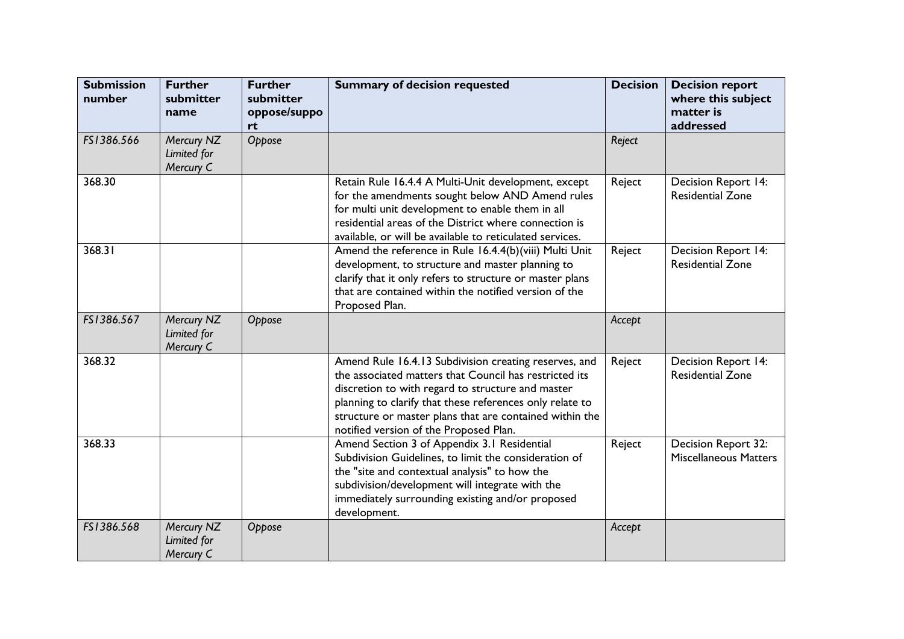| Submission number | Further submitter name | Further submitter oppose/support | Summary of decision requested | Decision | Decision report where this subject matter is addressed |
|---|---|---|---|---|---|
| *FS1386.566* | *Mercury NZ Limited for Mercury C* | *Oppose* | | *Reject* | |
| 368.30 | | | Retain Rule 16.4.4 A Multi-Unit development, except for the amendments sought below AND Amend rules for multi unit development to enable them in all residential areas of the District where connection is available, or will be available to reticulated services. | Reject | Decision Report 14: Residential Zone |
| 368.31 | | | Amend the reference in Rule 16.4.4(b)(viii) Multi Unit development, to structure and master planning to clarify that it only refers to structure or master plans that are contained within the notified version of the Proposed Plan. | Reject | Decision Report 14: Residential Zone |
| *FS1386.567* | *Mercury NZ Limited for Mercury C* | *Oppose* | | *Accept* | |
| 368.32 | | | Amend Rule 16.4.13 Subdivision creating reserves, and the associated matters that Council has restricted its discretion to with regard to structure and master planning to clarify that these references only relate to structure or master plans that are contained within the notified version of the Proposed Plan. | Reject | Decision Report 14: Residential Zone |
| 368.33 | | | Amend Section 3 of Appendix 3.1 Residential Subdivision Guidelines, to limit the consideration of the "site and contextual analysis" to how the subdivision/development will integrate with the immediately surrounding existing and/or proposed development. | Reject | Decision Report 32: Miscellaneous Matters |
| *FS1386.568* | *Mercury NZ Limited for Mercury C* | *Oppose* | | *Accept* | |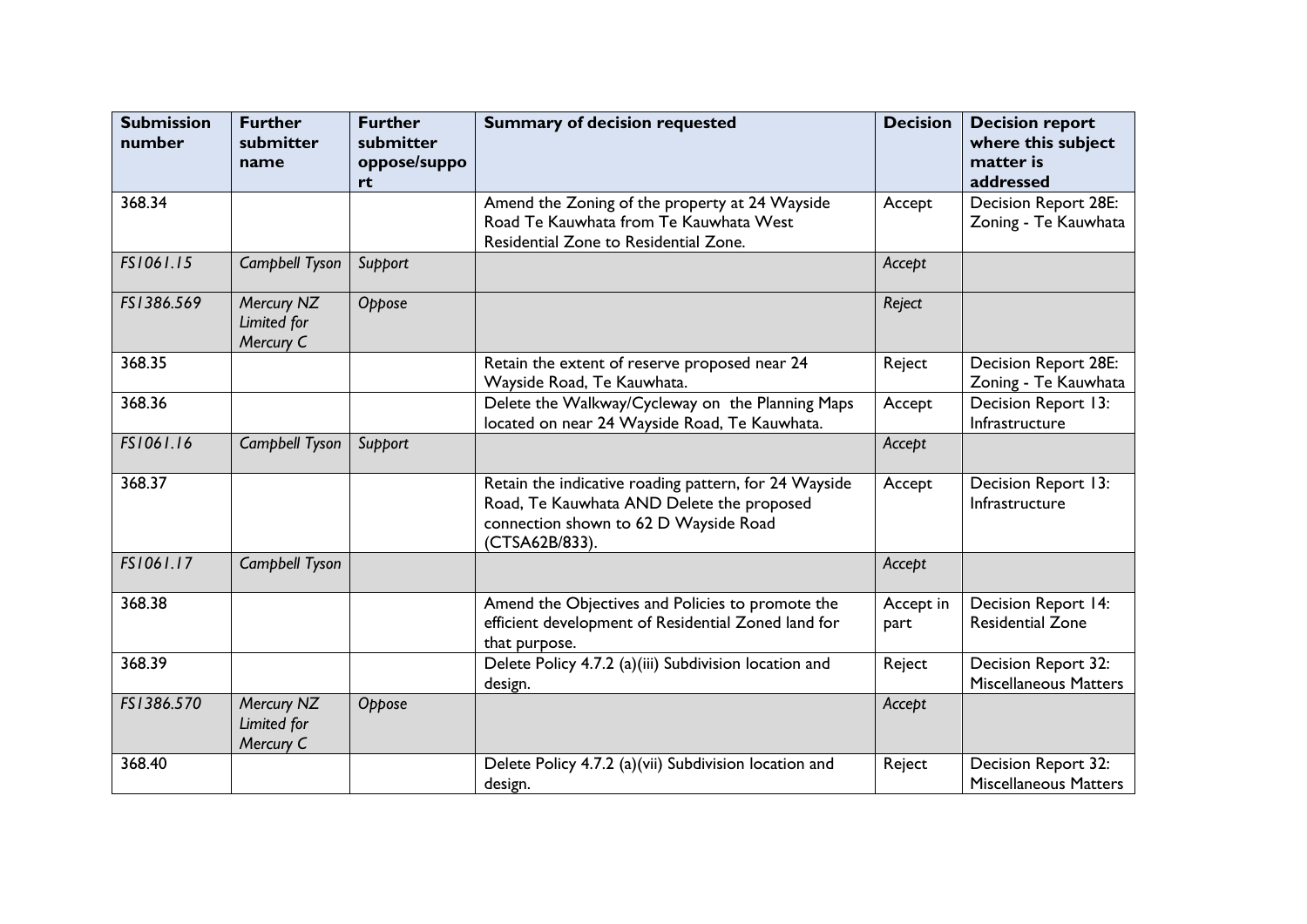| Submission number | Further submitter name | Further submitter oppose/support | Summary of decision requested | Decision | Decision report where this subject matter is addressed |
|---|---|---|---|---|---|
| 368.34 | | | Amend the Zoning of the property at 24 Wayside Road Te Kauwhata from Te Kauwhata West Residential Zone to Residential Zone. | Accept | Decision Report 28E: Zoning - Te Kauwhata |
| *FS1061.15* | *Campbell Tyson* | *Support* | | *Accept* | |
| *FS1386.569* | *Mercury NZ Limited for Mercury C* | *Oppose* | | *Reject* | |
| 368.35 | | | Retain the extent of reserve proposed near 24 Wayside Road, Te Kauwhata. | Reject | Decision Report 28E: Zoning - Te Kauwhata |
| 368.36 | | | Delete the Walkway/Cycleway on the Planning Maps located on near 24 Wayside Road, Te Kauwhata. | Accept | Decision Report 13: Infrastructure |
| *FS1061.16* | *Campbell Tyson* | *Support* | | *Accept* | |
| 368.37 | | | Retain the indicative roading pattern, for 24 Wayside Road, Te Kauwhata AND Delete the proposed connection shown to 62 D Wayside Road (CTSA62B/833). | Accept | Decision Report 13: Infrastructure |
| *FS1061.17* | *Campbell Tyson* | | | *Accept* | |
| 368.38 | | | Amend the Objectives and Policies to promote the efficient development of Residential Zoned land for that purpose. | Accept in part | Decision Report 14: Residential Zone |
| 368.39 | | | Delete Policy 4.7.2 (a)(iii) Subdivision location and design. | Reject | Decision Report 32: Miscellaneous Matters |
| *FS1386.570* | *Mercury NZ Limited for Mercury C* | *Oppose* | | *Accept* | |
| 368.40 | | | Delete Policy 4.7.2 (a)(vii) Subdivision location and design. | Reject | Decision Report 32: Miscellaneous Matters |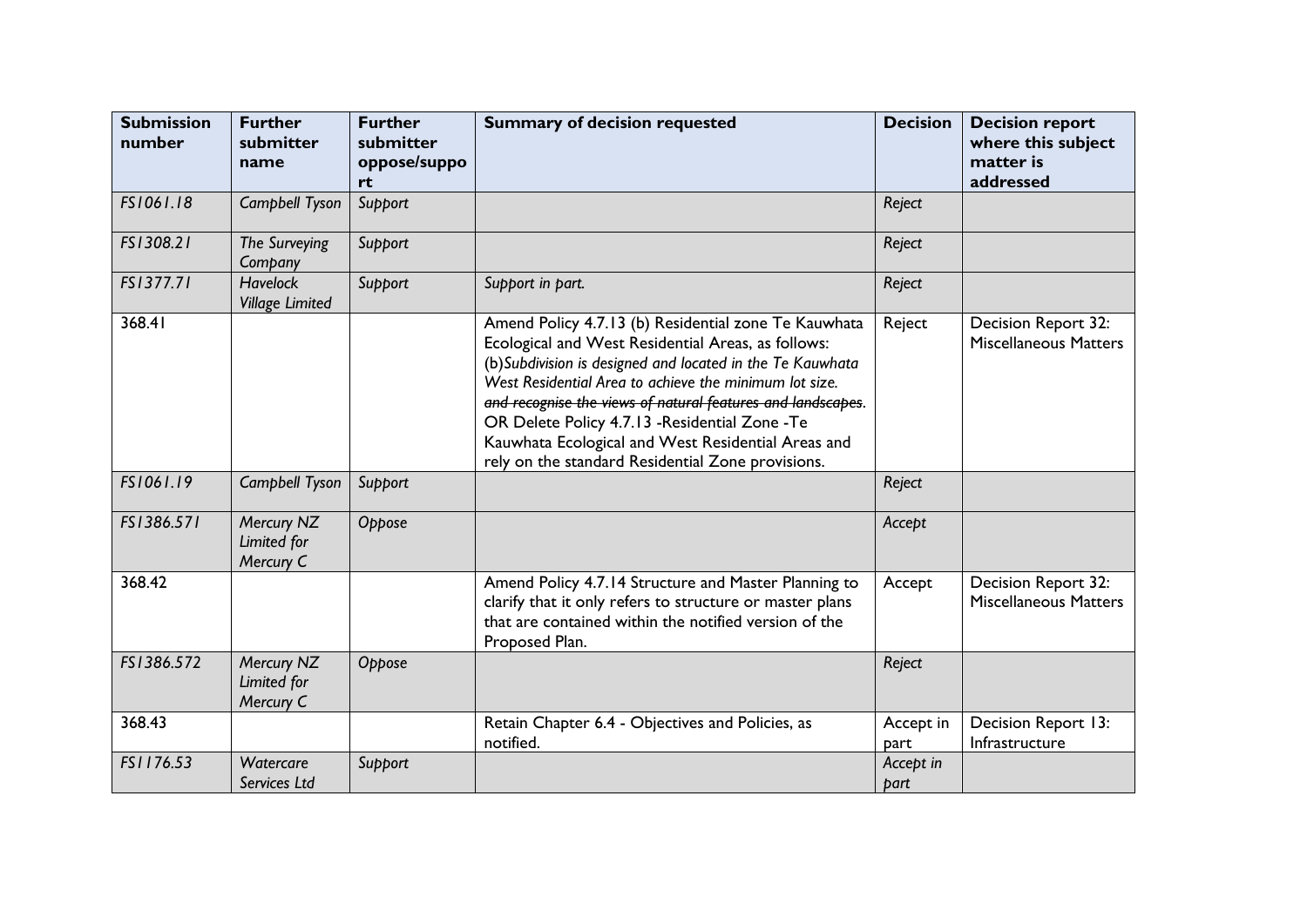| Submission number | Further submitter name | Further submitter oppose/support | Summary of decision requested | Decision | Decision report where this subject matter is addressed |
|---|---|---|---|---|---|
| *FS1061.18* | *Campbell Tyson* | *Support* | | *Reject* | |
| *FS1308.21* | *The Surveying Company* | *Support* | | *Reject* | |
| *FS1377.71* | *Havelock Village Limited* | *Support* | *Support in part.* | *Reject* | |
| 368.41 | | | Amend Policy 4.7.13 (b) Residential zone Te Kauwhata Ecological and West Residential Areas, as follows: (b)*Subdivision is designed and located in the Te Kauwhata West Residential Area to achieve the minimum lot size.* ~~*and recognise the views of natural features and landscapes*~~. OR Delete Policy 4.7.13 -Residential Zone -Te Kauwhata Ecological and West Residential Areas and rely on the standard Residential Zone provisions. | Reject | Decision Report 32: Miscellaneous Matters |
| *FS1061.19* | *Campbell Tyson* | *Support* | | *Reject* | |
| *FS1386.571* | *Mercury NZ Limited for Mercury C* | *Oppose* | | *Accept* | |
| 368.42 | | | Amend Policy 4.7.14 Structure and Master Planning to clarify that it only refers to structure or master plans that are contained within the notified version of the Proposed Plan. | Accept | Decision Report 32: Miscellaneous Matters |
| *FS1386.572* | *Mercury NZ Limited for Mercury C* | *Oppose* | | *Reject* | |
| 368.43 | | | Retain Chapter 6.4 - Objectives and Policies, as notified. | Accept in part | Decision Report 13: Infrastructure |
| *FS1176.53* | *Watercare Services Ltd* | *Support* | | *Accept in part* | |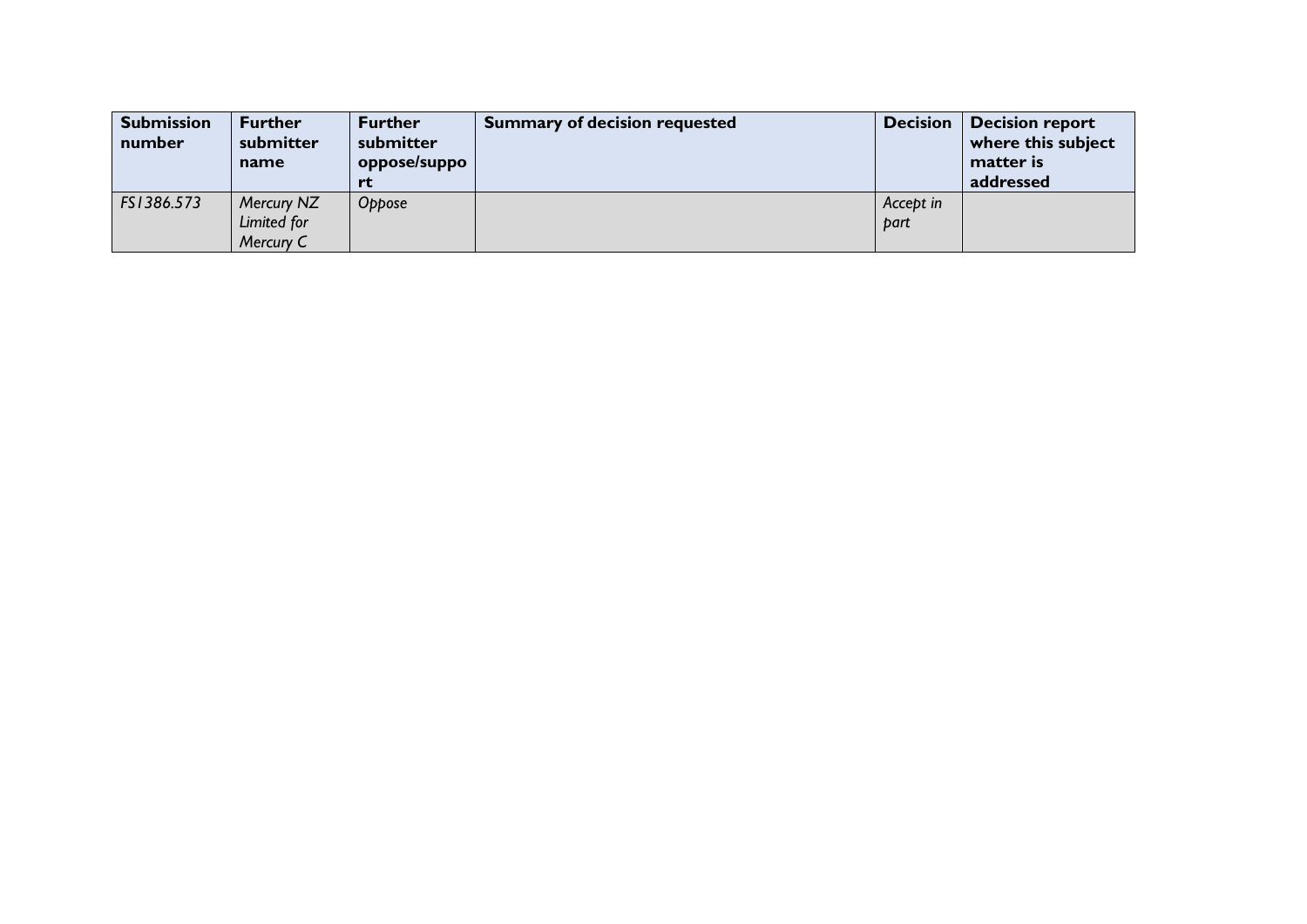| **Submission number** | **Further submitter name** | **Further submitter oppose/support** | **Summary of decision requested** | **Decision** | **Decision report where this subject matter is addressed** |
|---|---|---|---|---|---|
| *FS1386.573* | *Mercury NZ Limited for Mercury C* | *Oppose* | | *Accept in part* | |